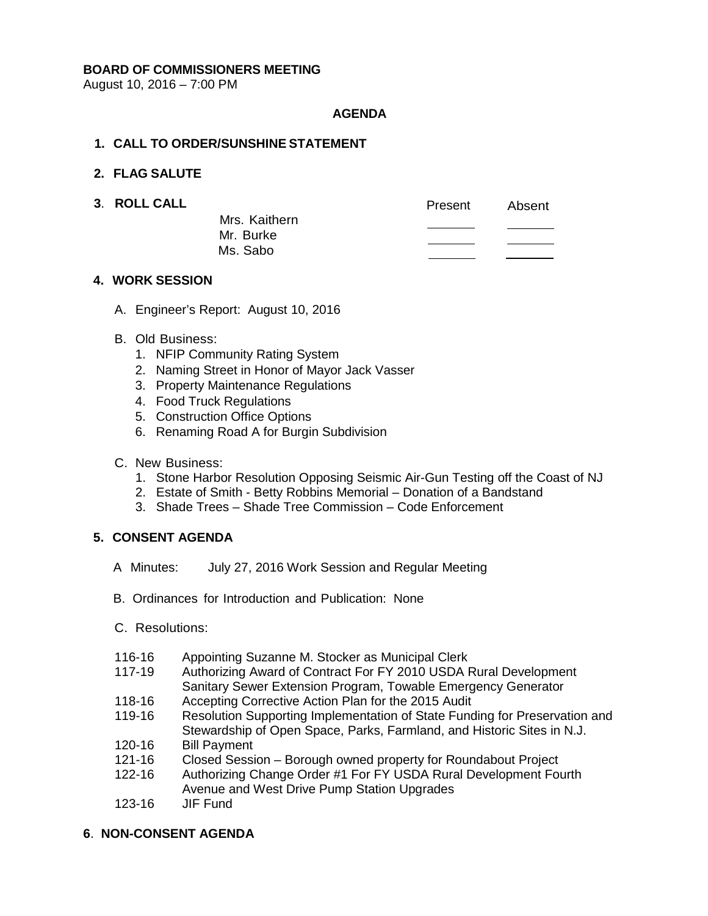**BOARD OF COMMISSIONERS MEETING**
August 10, 2016 – 7:00 PM

**AGENDA**

**1. CALL TO ORDER/SUNSHINE STATEMENT**

**2. FLAG SALUTE**

**3. ROLL CALL**

| | Present | Absent |
|---|---|---|
| Mrs. Kaithern | _______ | _______ |
| Mr. Burke | _______ | _______ |
| Ms. Sabo | _______ | _______ |

**4. WORK SESSION**

A. Engineer's Report: August 10, 2016

B. Old Business:
1. NFIP Community Rating System
2. Naming Street in Honor of Mayor Jack Vasser
3. Property Maintenance Regulations
4. Food Truck Regulations
5. Construction Office Options
6. Renaming Road A for Burgin Subdivision

C. New Business:
1. Stone Harbor Resolution Opposing Seismic Air-Gun Testing off the Coast of NJ
2. Estate of Smith - Betty Robbins Memorial – Donation of a Bandstand
3. Shade Trees – Shade Tree Commission – Code Enforcement

**5. CONSENT AGENDA**

A Minutes: July 27, 2016 Work Session and Regular Meeting

B. Ordinances for Introduction and Publication: None

C. Resolutions:

- 116-16 Appointing Suzanne M. Stocker as Municipal Clerk
- 117-19 Authorizing Award of Contract For FY 2010 USDA Rural Development Sanitary Sewer Extension Program, Towable Emergency Generator
- 118-16 Accepting Corrective Action Plan for the 2015 Audit
- 119-16 Resolution Supporting Implementation of State Funding for Preservation and Stewardship of Open Space, Parks, Farmland, and Historic Sites in N.J.
- 120-16 Bill Payment
- 121-16 Closed Session – Borough owned property for Roundabout Project
- 122-16 Authorizing Change Order #1 For FY USDA Rural Development Fourth Avenue and West Drive Pump Station Upgrades
- 123-16 JIF Fund

**6. NON-CONSENT AGENDA**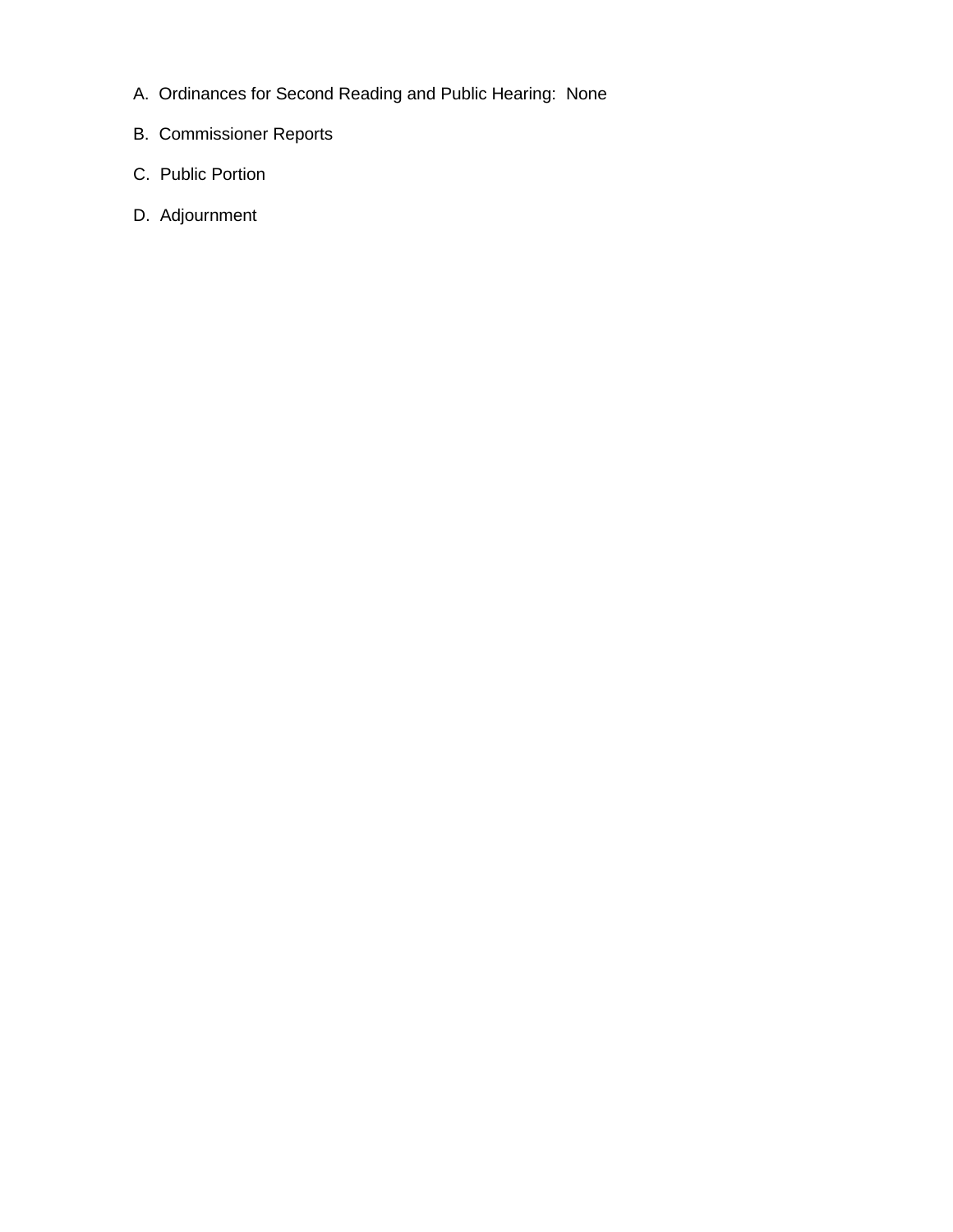A. Ordinances for Second Reading and Public Hearing: None

B. Commissioner Reports

C. Public Portion

D. Adjournment